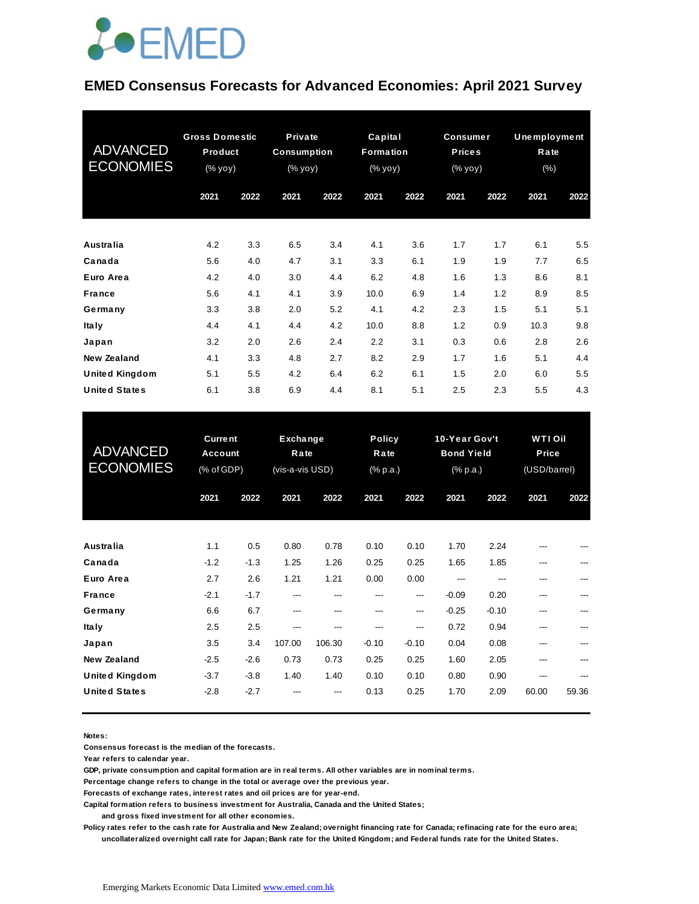EMED

# EMED Consensus Forecasts for Advanced Economies: April 2021 Survey

| ADVANCED ECONOMIES | Gross Domestic Product (% yoy) | | Private Consumption (% yoy) | | Capital Formation (% yoy) | | Consumer Prices (% yoy) | | Unemployment Rate (%) | |
|---|---|---|---|---|---|---|---|---|---|---|
| | 2021 | 2022 | 2021 | 2022 | 2021 | 2022 | 2021 | 2022 | 2021 | 2022 |
| Australia | 4.2 | 3.3 | 6.5 | 3.4 | 4.1 | 3.6 | 1.7 | 1.7 | 6.1 | 5.5 |
| Canada | 5.6 | 4.0 | 4.7 | 3.1 | 3.3 | 6.1 | 1.9 | 1.9 | 7.7 | 6.5 |
| Euro Area | 4.2 | 4.0 | 3.0 | 4.4 | 6.2 | 4.8 | 1.6 | 1.3 | 8.6 | 8.1 |
| France | 5.6 | 4.1 | 4.1 | 3.9 | 10.0 | 6.9 | 1.4 | 1.2 | 8.9 | 8.5 |
| Germany | 3.3 | 3.8 | 2.0 | 5.2 | 4.1 | 4.2 | 2.3 | 1.5 | 5.1 | 5.1 |
| Italy | 4.4 | 4.1 | 4.4 | 4.2 | 10.0 | 8.8 | 1.2 | 0.9 | 10.3 | 9.8 |
| Japan | 3.2 | 2.0 | 2.6 | 2.4 | 2.2 | 3.1 | 0.3 | 0.6 | 2.8 | 2.6 |
| New Zealand | 4.1 | 3.3 | 4.8 | 2.7 | 8.2 | 2.9 | 1.7 | 1.6 | 5.1 | 4.4 |
| United Kingdom | 5.1 | 5.5 | 4.2 | 6.4 | 6.2 | 6.1 | 1.5 | 2.0 | 6.0 | 5.5 |
| United States | 6.1 | 3.8 | 6.9 | 4.4 | 8.1 | 5.1 | 2.5 | 2.3 | 5.5 | 4.3 |

| ADVANCED ECONOMIES | Current Account (% of GDP) | | Exchange Rate (vis-a-vis USD) | | Policy Rate (% p.a.) | | 10-Year Gov't Bond Yield (% p.a.) | | WTI Oil Price (USD/barrel) | |
|---|---|---|---|---|---|---|---|---|---|---|
| | 2021 | 2022 | 2021 | 2022 | 2021 | 2022 | 2021 | 2022 | 2021 | 2022 |
| Australia | 1.1 | 0.5 | 0.80 | 0.78 | 0.10 | 0.10 | 1.70 | 2.24 | --- | --- |
| Canada | -1.2 | -1.3 | 1.25 | 1.26 | 0.25 | 0.25 | 1.65 | 1.85 | --- | --- |
| Euro Area | 2.7 | 2.6 | 1.21 | 1.21 | 0.00 | 0.00 | --- | --- | --- | --- |
| France | -2.1 | -1.7 | --- | --- | --- | --- | -0.09 | 0.20 | --- | --- |
| Germany | 6.6 | 6.7 | --- | --- | --- | --- | -0.25 | -0.10 | --- | --- |
| Italy | 2.5 | 2.5 | --- | --- | --- | --- | 0.72 | 0.94 | --- | --- |
| Japan | 3.5 | 3.4 | 107.00 | 106.30 | -0.10 | -0.10 | 0.04 | 0.08 | --- | --- |
| New Zealand | -2.5 | -2.6 | 0.73 | 0.73 | 0.25 | 0.25 | 1.60 | 2.05 | --- | --- |
| United Kingdom | -3.7 | -3.8 | 1.40 | 1.40 | 0.10 | 0.10 | 0.80 | 0.90 | --- | --- |
| United States | -2.8 | -2.7 | --- | --- | 0.13 | 0.25 | 1.70 | 2.09 | 60.00 | 59.36 |

**Notes:**

**Consensus forecast is the median of the forecasts.**

**Year refers to calendar year.**

**GDP, private consumption and capital formation are in real terms. All other variables are in nominal terms.**

**Percentage change refers to change in the total or average over the previous year.**

**Forecasts of exchange rates, interest rates and oil prices are for year-end.**

**Capital formation refers to business investment for Australia, Canada and the United States; and gross fixed investment for all other economies.**

**Policy rates refer to the cash rate for Australia and New Zealand; overnight financing rate for Canada; refinacing rate for the euro area; uncollateralized overnight call rate for Japan; Bank rate for the United Kingdom; and Federal funds rate for the United States.**

Emerging Markets Economic Data Limited [www.emed.com.hk](http://www.emed.com.hk)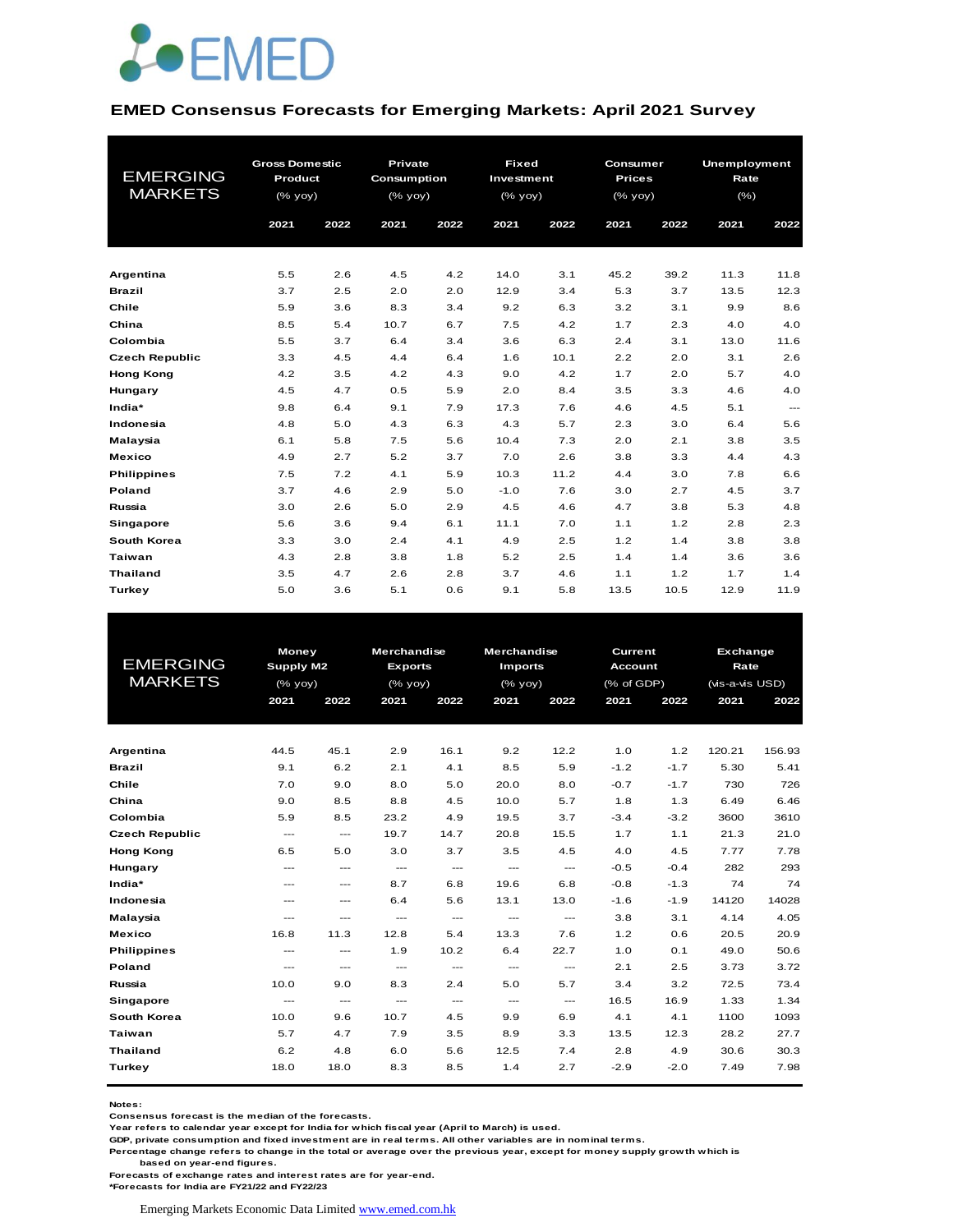# EMED

## EMED Consensus Forecasts for Emerging Markets: April 2021 Survey

| EMERGING MARKETS | Gross Domestic Product (% yoy) | | Private Consumption (% yoy) | | Fixed Investment (% yoy) | | Consumer Prices (% yoy) | | Unemployment Rate (%) | |
|---|---|---|---|---|---|---|---|---|---|---|
| | 2021 | 2022 | 2021 | 2022 | 2021 | 2022 | 2021 | 2022 | 2021 | 2022 |
| **Argentina** | 5.5 | 2.6 | 4.5 | 4.2 | 14.0 | 3.1 | 45.2 | 39.2 | 11.3 | 11.8 |
| **Brazil** | 3.7 | 2.5 | 2.0 | 2.0 | 12.9 | 3.4 | 5.3 | 3.7 | 13.5 | 12.3 |
| **Chile** | 5.9 | 3.6 | 8.3 | 3.4 | 9.2 | 6.3 | 3.2 | 3.1 | 9.9 | 8.6 |
| **China** | 8.5 | 5.4 | 10.7 | 6.7 | 7.5 | 4.2 | 1.7 | 2.3 | 4.0 | 4.0 |
| **Colombia** | 5.5 | 3.7 | 6.4 | 3.4 | 3.6 | 6.3 | 2.4 | 3.1 | 13.0 | 11.6 |
| **Czech Republic** | 3.3 | 4.5 | 4.4 | 6.4 | 1.6 | 10.1 | 2.2 | 2.0 | 3.1 | 2.6 |
| **Hong Kong** | 4.2 | 3.5 | 4.2 | 4.3 | 9.0 | 4.2 | 1.7 | 2.0 | 5.7 | 4.0 |
| **Hungary** | 4.5 | 4.7 | 0.5 | 5.9 | 2.0 | 8.4 | 3.5 | 3.3 | 4.6 | 4.0 |
| **India*** | 9.8 | 6.4 | 9.1 | 7.9 | 17.3 | 7.6 | 4.6 | 4.5 | 5.1 | --- |
| **Indonesia** | 4.8 | 5.0 | 4.3 | 6.3 | 4.3 | 5.7 | 2.3 | 3.0 | 6.4 | 5.6 |
| **Malaysia** | 6.1 | 5.8 | 7.5 | 5.6 | 10.4 | 7.3 | 2.0 | 2.1 | 3.8 | 3.5 |
| **Mexico** | 4.9 | 2.7 | 5.2 | 3.7 | 7.0 | 2.6 | 3.8 | 3.3 | 4.4 | 4.3 |
| **Philippines** | 7.5 | 7.2 | 4.1 | 5.9 | 10.3 | 11.2 | 4.4 | 3.0 | 7.8 | 6.6 |
| **Poland** | 3.7 | 4.6 | 2.9 | 5.0 | -1.0 | 7.6 | 3.0 | 2.7 | 4.5 | 3.7 |
| **Russia** | 3.0 | 2.6 | 5.0 | 2.9 | 4.5 | 4.6 | 4.7 | 3.8 | 5.3 | 4.8 |
| **Singapore** | 5.6 | 3.6 | 9.4 | 6.1 | 11.1 | 7.0 | 1.1 | 1.2 | 2.8 | 2.3 |
| **South Korea** | 3.3 | 3.0 | 2.4 | 4.1 | 4.9 | 2.5 | 1.2 | 1.4 | 3.8 | 3.8 |
| **Taiwan** | 4.3 | 2.8 | 3.8 | 1.8 | 5.2 | 2.5 | 1.4 | 1.4 | 3.6 | 3.6 |
| **Thailand** | 3.5 | 4.7 | 2.6 | 2.8 | 3.7 | 4.6 | 1.1 | 1.2 | 1.7 | 1.4 |
| **Turkey** | 5.0 | 3.6 | 5.1 | 0.6 | 9.1 | 5.8 | 13.5 | 10.5 | 12.9 | 11.9 |

| EMERGING MARKETS | Money Supply M2 (% yoy) | | Merchandise Exports (% yoy) | | Merchandise Imports (% yoy) | | Current Account (% of GDP) | | Exchange Rate (vis-a-vis USD) | |
|---|---|---|---|---|---|---|---|---|---|---|
| | 2021 | 2022 | 2021 | 2022 | 2021 | 2022 | 2021 | 2022 | 2021 | 2022 |
| **Argentina** | 44.5 | 45.1 | 2.9 | 16.1 | 9.2 | 12.2 | 1.0 | 1.2 | 120.21 | 156.93 |
| **Brazil** | 9.1 | 6.2 | 2.1 | 4.1 | 8.5 | 5.9 | -1.2 | -1.7 | 5.30 | 5.41 |
| **Chile** | 7.0 | 9.0 | 8.0 | 5.0 | 20.0 | 8.0 | -0.7 | -1.7 | 730 | 726 |
| **China** | 9.0 | 8.5 | 8.8 | 4.5 | 10.0 | 5.7 | 1.8 | 1.3 | 6.49 | 6.46 |
| **Colombia** | 5.9 | 8.5 | 23.2 | 4.9 | 19.5 | 3.7 | -3.4 | -3.2 | 3600 | 3610 |
| **Czech Republic** | --- | --- | 19.7 | 14.7 | 20.8 | 15.5 | 1.7 | 1.1 | 21.3 | 21.0 |
| **Hong Kong** | 6.5 | 5.0 | 3.0 | 3.7 | 3.5 | 4.5 | 4.0 | 4.5 | 7.77 | 7.78 |
| **Hungary** | --- | --- | --- | --- | --- | --- | -0.5 | -0.4 | 282 | 293 |
| **India*** | --- | --- | 8.7 | 6.8 | 19.6 | 6.8 | -0.8 | -1.3 | 74 | 74 |
| **Indonesia** | --- | --- | 6.4 | 5.6 | 13.1 | 13.0 | -1.6 | -1.9 | 14120 | 14028 |
| **Malaysia** | --- | --- | --- | --- | --- | --- | 3.8 | 3.1 | 4.14 | 4.05 |
| **Mexico** | 16.8 | 11.3 | 12.8 | 5.4 | 13.3 | 7.6 | 1.2 | 0.6 | 20.5 | 20.9 |
| **Philippines** | --- | --- | 1.9 | 10.2 | 6.4 | 22.7 | 1.0 | 0.1 | 49.0 | 50.6 |
| **Poland** | --- | --- | --- | --- | --- | --- | 2.1 | 2.5 | 3.73 | 3.72 |
| **Russia** | 10.0 | 9.0 | 8.3 | 2.4 | 5.0 | 5.7 | 3.4 | 3.2 | 72.5 | 73.4 |
| **Singapore** | --- | --- | --- | --- | --- | --- | 16.5 | 16.9 | 1.33 | 1.34 |
| **South Korea** | 10.0 | 9.6 | 10.7 | 4.5 | 9.9 | 6.9 | 4.1 | 4.1 | 1100 | 1093 |
| **Taiwan** | 5.7 | 4.7 | 7.9 | 3.5 | 8.9 | 3.3 | 13.5 | 12.3 | 28.2 | 27.7 |
| **Thailand** | 6.2 | 4.8 | 6.0 | 5.6 | 12.5 | 7.4 | 2.8 | 4.9 | 30.6 | 30.3 |
| **Turkey** | 18.0 | 18.0 | 8.3 | 8.5 | 1.4 | 2.7 | -2.9 | -2.0 | 7.49 | 7.98 |

**Notes:**
Consensus forecast is the median of the forecasts.
Year refers to calendar year except for India for which fiscal year (April to March) is used.
GDP, private consumption and fixed investment are in real terms. All other variables are in nominal terms.
Percentage change refers to change in the total or average over the previous year, except for money supply growth which is based on year-end figures.
Forecasts of exchange rates and interest rates are for year-end.
*Forecasts for India are FY21/22 and FY22/23

Emerging Markets Economic Data Limited [www.emed.com.hk](http://www.emed.com.hk)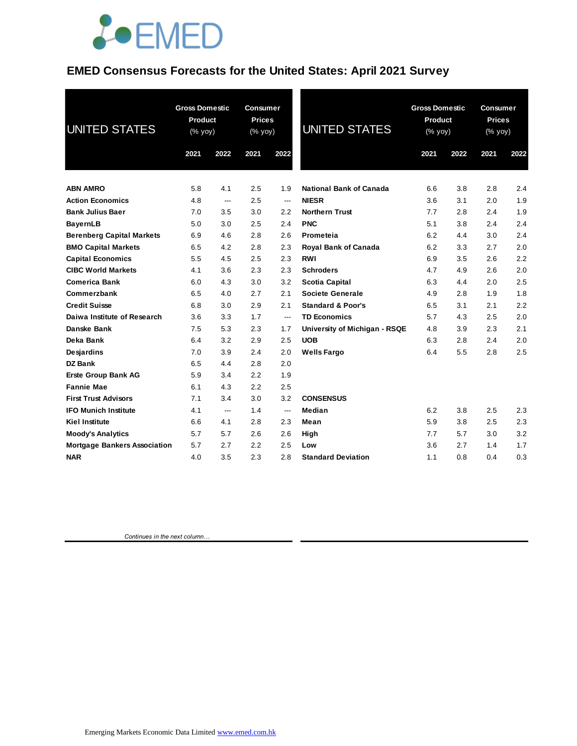# EMED Consensus Forecasts for the United States: April 2021 Survey

| UNITED STATES | Gross Domestic Product (% yoy) | | Consumer Prices (% yoy) | |
|---|---|---|---|---|
| | 2021 | 2022 | 2021 | 2022 |
| **ABN AMRO** | 5.8 | 4.1 | 2.5 | 1.9 |
| **Action Economics** | 4.8 | --- | 2.5 | --- |
| **Bank Julius Baer** | 7.0 | 3.5 | 3.0 | 2.2 |
| **BayernLB** | 5.0 | 3.0 | 2.5 | 2.4 |
| **Berenberg Capital Markets** | 6.9 | 4.6 | 2.8 | 2.6 |
| **BMO Capital Markets** | 6.5 | 4.2 | 2.8 | 2.3 |
| **Capital Economics** | 5.5 | 4.5 | 2.5 | 2.3 |
| **CIBC World Markets** | 4.1 | 3.6 | 2.3 | 2.3 |
| **Comerica Bank** | 6.0 | 4.3 | 3.0 | 3.2 |
| **Commerzbank** | 6.5 | 4.0 | 2.7 | 2.1 |
| **Credit Suisse** | 6.8 | 3.0 | 2.9 | 2.1 |
| **Daiwa Institute of Research** | 3.6 | 3.3 | 1.7 | --- |
| **Danske Bank** | 7.5 | 5.3 | 2.3 | 1.7 |
| **Deka Bank** | 6.4 | 3.2 | 2.9 | 2.5 |
| **Desjardins** | 7.0 | 3.9 | 2.4 | 2.0 |
| **DZ Bank** | 6.5 | 4.4 | 2.8 | 2.0 |
| **Erste Group Bank AG** | 5.9 | 3.4 | 2.2 | 1.9 |
| **Fannie Mae** | 6.1 | 4.3 | 2.2 | 2.5 |
| **First Trust Advisors** | 7.1 | 3.4 | 3.0 | 3.2 |
| **IFO Munich Institute** | 4.1 | --- | 1.4 | --- |
| **Kiel Institute** | 6.6 | 4.1 | 2.8 | 2.3 |
| **Moody's Analytics** | 5.7 | 5.7 | 2.6 | 2.6 |
| **Mortgage Bankers Association** | 5.7 | 2.7 | 2.2 | 2.5 |
| **NAR** | 4.0 | 3.5 | 2.3 | 2.8 |
| **National Bank of Canada** | 6.6 | 3.8 | 2.8 | 2.4 |
| **NIESR** | 3.6 | 3.1 | 2.0 | 1.9 |
| **Northern Trust** | 7.7 | 2.8 | 2.4 | 1.9 |
| **PNC** | 5.1 | 3.8 | 2.4 | 2.4 |
| **Prometeia** | 6.2 | 4.4 | 3.0 | 2.4 |
| **Royal Bank of Canada** | 6.2 | 3.3 | 2.7 | 2.0 |
| **RWI** | 6.9 | 3.5 | 2.6 | 2.2 |
| **Schroders** | 4.7 | 4.9 | 2.6 | 2.0 |
| **Scotia Capital** | 6.3 | 4.4 | 2.0 | 2.5 |
| **Societe Generale** | 4.9 | 2.8 | 1.9 | 1.8 |
| **Standard & Poor's** | 6.5 | 3.1 | 2.1 | 2.2 |
| **TD Economics** | 5.7 | 4.3 | 2.5 | 2.0 |
| **University of Michigan - RSQE** | 4.8 | 3.9 | 2.3 | 2.1 |
| **UOB** | 6.3 | 2.8 | 2.4 | 2.0 |
| **Wells Fargo** | 6.4 | 5.5 | 2.8 | 2.5 |
| **CONSENSUS** | | | | |
| **Median** | 6.2 | 3.8 | 2.5 | 2.3 |
| **Mean** | 5.9 | 3.8 | 2.5 | 2.3 |
| **High** | 7.7 | 5.7 | 3.0 | 3.2 |
| **Low** | 3.6 | 2.7 | 1.4 | 1.7 |
| **Standard Deviation** | 1.1 | 0.8 | 0.4 | 0.3 |

*Continues in the next column…*

Emerging Markets Economic Data Limited www.emed.com.hk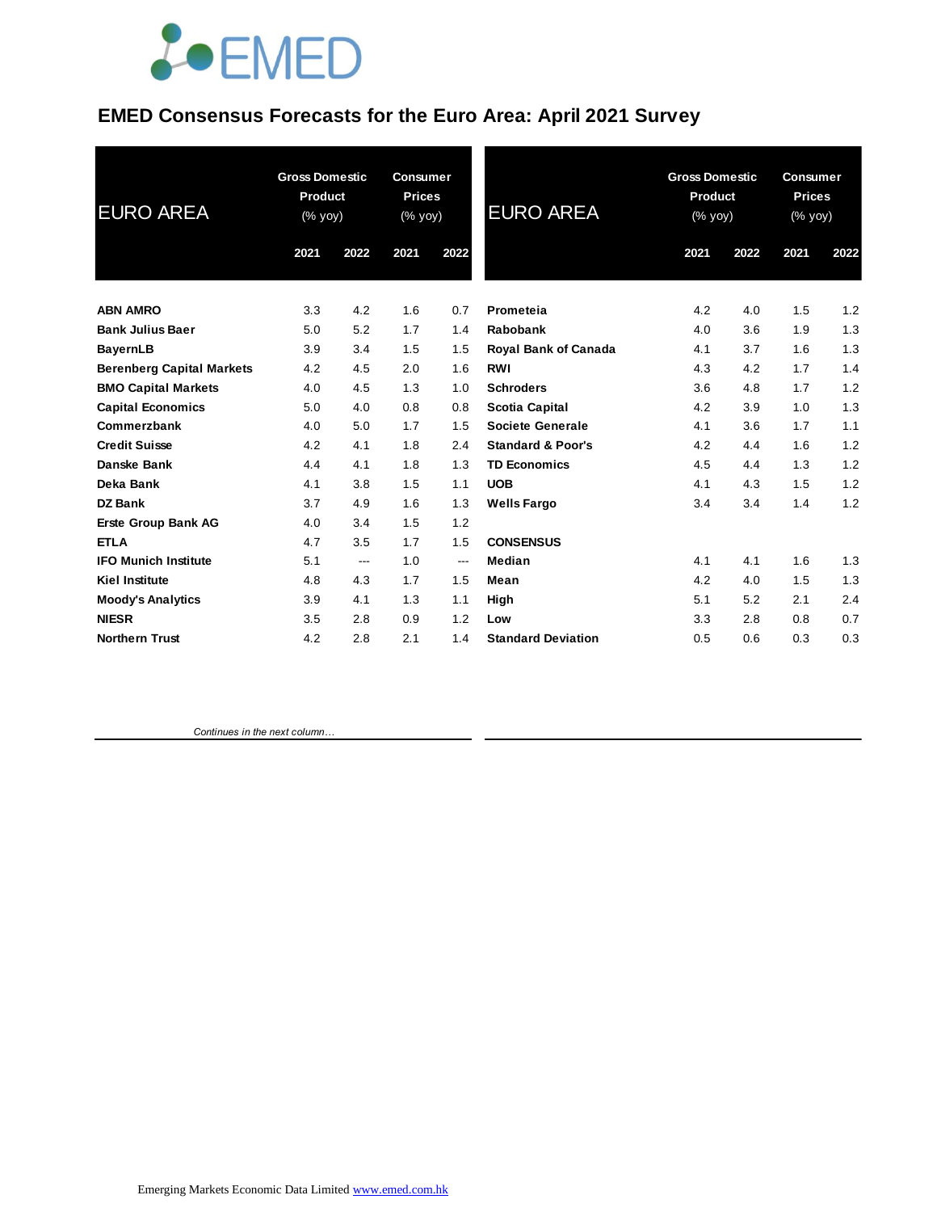# EMED Consensus Forecasts for the Euro Area: April 2021 Survey

| EURO AREA | Gross Domestic Product (% yoy) | | Consumer Prices (% yoy) | |
|---|---|---|---|---|
| | 2021 | 2022 | 2021 | 2022 |
| **ABN AMRO** | 3.3 | 4.2 | 1.6 | 0.7 |
| **Bank Julius Baer** | 5.0 | 5.2 | 1.7 | 1.4 |
| **BayernLB** | 3.9 | 3.4 | 1.5 | 1.5 |
| **Berenberg Capital Markets** | 4.2 | 4.5 | 2.0 | 1.6 |
| **BMO Capital Markets** | 4.0 | 4.5 | 1.3 | 1.0 |
| **Capital Economics** | 5.0 | 4.0 | 0.8 | 0.8 |
| **Commerzbank** | 4.0 | 5.0 | 1.7 | 1.5 |
| **Credit Suisse** | 4.2 | 4.1 | 1.8 | 2.4 |
| **Danske Bank** | 4.4 | 4.1 | 1.8 | 1.3 |
| **Deka Bank** | 4.1 | 3.8 | 1.5 | 1.1 |
| **DZ Bank** | 3.7 | 4.9 | 1.6 | 1.3 |
| **Erste Group Bank AG** | 4.0 | 3.4 | 1.5 | 1.2 |
| **ETLA** | 4.7 | 3.5 | 1.7 | 1.5 |
| **IFO Munich Institute** | 5.1 | --- | 1.0 | --- |
| **Kiel Institute** | 4.8 | 4.3 | 1.7 | 1.5 |
| **Moody's Analytics** | 3.9 | 4.1 | 1.3 | 1.1 |
| **NIESR** | 3.5 | 2.8 | 0.9 | 1.2 |
| **Northern Trust** | 4.2 | 2.8 | 2.1 | 1.4 |
| **Prometeia** | 4.2 | 4.0 | 1.5 | 1.2 |
| **Rabobank** | 4.0 | 3.6 | 1.9 | 1.3 |
| **Royal Bank of Canada** | 4.1 | 3.7 | 1.6 | 1.3 |
| **RWI** | 4.3 | 4.2 | 1.7 | 1.4 |
| **Schroders** | 3.6 | 4.8 | 1.7 | 1.2 |
| **Scotia Capital** | 4.2 | 3.9 | 1.0 | 1.3 |
| **Societe Generale** | 4.1 | 3.6 | 1.7 | 1.1 |
| **Standard & Poor's** | 4.2 | 4.4 | 1.6 | 1.2 |
| **TD Economics** | 4.5 | 4.4 | 1.3 | 1.2 |
| **UOB** | 4.1 | 4.3 | 1.5 | 1.2 |
| **Wells Fargo** | 3.4 | 3.4 | 1.4 | 1.2 |
| **CONSENSUS** | | | | |
| **Median** | 4.1 | 4.1 | 1.6 | 1.3 |
| **Mean** | 4.2 | 4.0 | 1.5 | 1.3 |
| **High** | 5.1 | 5.2 | 2.1 | 2.4 |
| **Low** | 3.3 | 2.8 | 0.8 | 0.7 |
| **Standard Deviation** | 0.5 | 0.6 | 0.3 | 0.3 |

*Continues in the next column…*

Emerging Markets Economic Data Limited www.emed.com.hk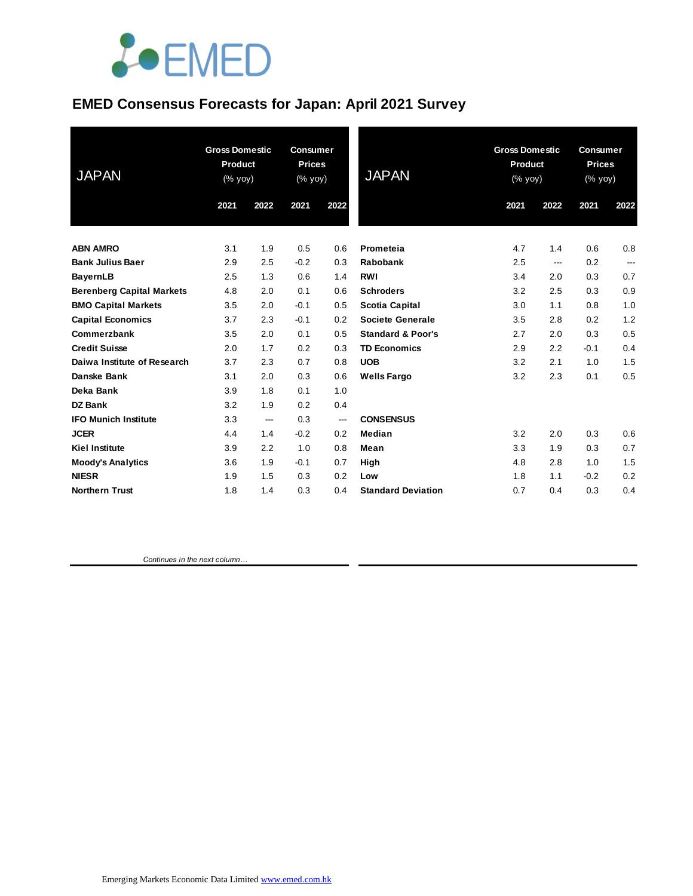# EMED Consensus Forecasts for Japan: April 2021 Survey

| JAPAN | Gross Domestic Product (% yoy) 2021 | Gross Domestic Product (% yoy) 2022 | Consumer Prices (% yoy) 2021 | Consumer Prices (% yoy) 2022 |
|---|---|---|---|---|
| **ABN AMRO** | 3.1 | 1.9 | 0.5 | 0.6 |
| **Bank Julius Baer** | 2.9 | 2.5 | -0.2 | 0.3 |
| **BayernLB** | 2.5 | 1.3 | 0.6 | 1.4 |
| **Berenberg Capital Markets** | 4.8 | 2.0 | 0.1 | 0.6 |
| **BMO Capital Markets** | 3.5 | 2.0 | -0.1 | 0.5 |
| **Capital Economics** | 3.7 | 2.3 | -0.1 | 0.2 |
| **Commerzbank** | 3.5 | 2.0 | 0.1 | 0.5 |
| **Credit Suisse** | 2.0 | 1.7 | 0.2 | 0.3 |
| **Daiwa Institute of Research** | 3.7 | 2.3 | 0.7 | 0.8 |
| **Danske Bank** | 3.1 | 2.0 | 0.3 | 0.6 |
| **Deka Bank** | 3.9 | 1.8 | 0.1 | 1.0 |
| **DZ Bank** | 3.2 | 1.9 | 0.2 | 0.4 |
| **IFO Munich Institute** | 3.3 | --- | 0.3 | --- |
| **JCER** | 4.4 | 1.4 | -0.2 | 0.2 |
| **Kiel Institute** | 3.9 | 2.2 | 1.0 | 0.8 |
| **Moody's Analytics** | 3.6 | 1.9 | -0.1 | 0.7 |
| **NIESR** | 1.9 | 1.5 | 0.3 | 0.2 |
| **Northern Trust** | 1.8 | 1.4 | 0.3 | 0.4 |
| **Prometeia** | 4.7 | 1.4 | 0.6 | 0.8 |
| **Rabobank** | 2.5 | --- | 0.2 | --- |
| **RWI** | 3.4 | 2.0 | 0.3 | 0.7 |
| **Schroders** | 3.2 | 2.5 | 0.3 | 0.9 |
| **Scotia Capital** | 3.0 | 1.1 | 0.8 | 1.0 |
| **Societe Generale** | 3.5 | 2.8 | 0.2 | 1.2 |
| **Standard & Poor's** | 2.7 | 2.0 | 0.3 | 0.5 |
| **TD Economics** | 2.9 | 2.2 | -0.1 | 0.4 |
| **UOB** | 3.2 | 2.1 | 1.0 | 1.5 |
| **Wells Fargo** | 3.2 | 2.3 | 0.1 | 0.5 |
| **CONSENSUS** | | | | |
| **Median** | 3.2 | 2.0 | 0.3 | 0.6 |
| **Mean** | 3.3 | 1.9 | 0.3 | 0.7 |
| **High** | 4.8 | 2.8 | 1.0 | 1.5 |
| **Low** | 1.8 | 1.1 | -0.2 | 0.2 |
| **Standard Deviation** | 0.7 | 0.4 | 0.3 | 0.4 |

*Continues in the next column…*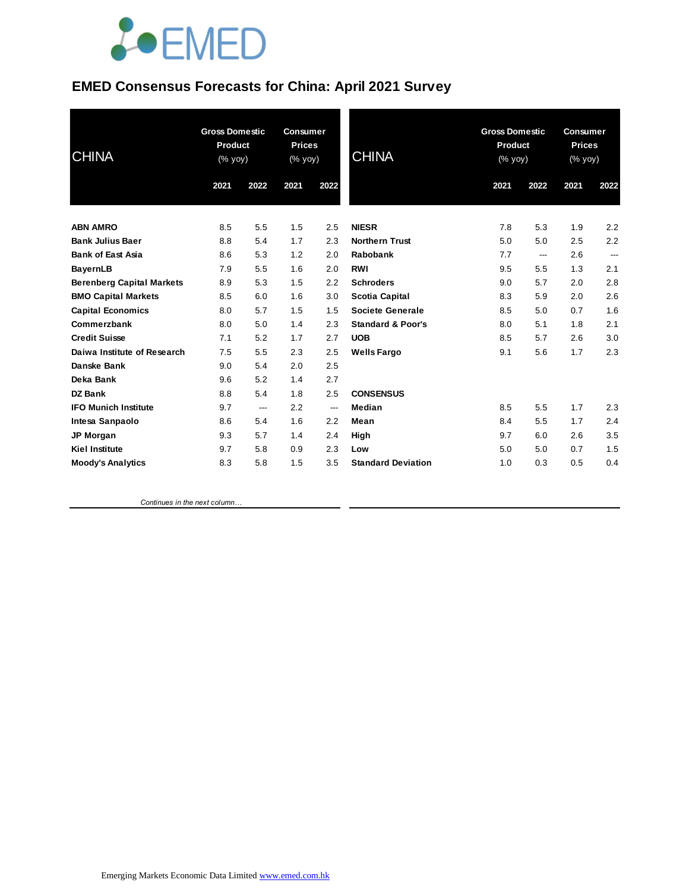# EMED Consensus Forecasts for China: April 2021 Survey

| CHINA | Gross Domestic Product (% yoy) | | Consumer Prices (% yoy) | |
|---|---|---|---|---|
| | 2021 | 2022 | 2021 | 2022 |
| **ABN AMRO** | 8.5 | 5.5 | 1.5 | 2.5 |
| **Bank Julius Baer** | 8.8 | 5.4 | 1.7 | 2.3 |
| **Bank of East Asia** | 8.6 | 5.3 | 1.2 | 2.0 |
| **BayernLB** | 7.9 | 5.5 | 1.6 | 2.0 |
| **Berenberg Capital Markets** | 8.9 | 5.3 | 1.5 | 2.2 |
| **BMO Capital Markets** | 8.5 | 6.0 | 1.6 | 3.0 |
| **Capital Economics** | 8.0 | 5.7 | 1.5 | 1.5 |
| **Commerzbank** | 8.0 | 5.0 | 1.4 | 2.3 |
| **Credit Suisse** | 7.1 | 5.2 | 1.7 | 2.7 |
| **Daiwa Institute of Research** | 7.5 | 5.5 | 2.3 | 2.5 |
| **Danske Bank** | 9.0 | 5.4 | 2.0 | 2.5 |
| **Deka Bank** | 9.6 | 5.2 | 1.4 | 2.7 |
| **DZ Bank** | 8.8 | 5.4 | 1.8 | 2.5 |
| **IFO Munich Institute** | 9.7 | --- | 2.2 | --- |
| **Intesa Sanpaolo** | 8.6 | 5.4 | 1.6 | 2.2 |
| **JP Morgan** | 9.3 | 5.7 | 1.4 | 2.4 |
| **Kiel Institute** | 9.7 | 5.8 | 0.9 | 2.3 |
| **Moody's Analytics** | 8.3 | 5.8 | 1.5 | 3.5 |
| **NIESR** | 7.8 | 5.3 | 1.9 | 2.2 |
| **Northern Trust** | 5.0 | 5.0 | 2.5 | 2.2 |
| **Rabobank** | 7.7 | --- | 2.6 | --- |
| **RWI** | 9.5 | 5.5 | 1.3 | 2.1 |
| **Schroders** | 9.0 | 5.7 | 2.0 | 2.8 |
| **Scotia Capital** | 8.3 | 5.9 | 2.0 | 2.6 |
| **Societe Generale** | 8.5 | 5.0 | 0.7 | 1.6 |
| **Standard & Poor's** | 8.0 | 5.1 | 1.8 | 2.1 |
| **UOB** | 8.5 | 5.7 | 2.6 | 3.0 |
| **Wells Fargo** | 9.1 | 5.6 | 1.7 | 2.3 |
| **CONSENSUS** | | | | |
| **Median** | 8.5 | 5.5 | 1.7 | 2.3 |
| **Mean** | 8.4 | 5.5 | 1.7 | 2.4 |
| **High** | 9.7 | 6.0 | 2.6 | 3.5 |
| **Low** | 5.0 | 5.0 | 0.7 | 1.5 |
| **Standard Deviation** | 1.0 | 0.3 | 0.5 | 0.4 |

*Continues in the next column…*

Emerging Markets Economic Data Limited www.emed.com.hk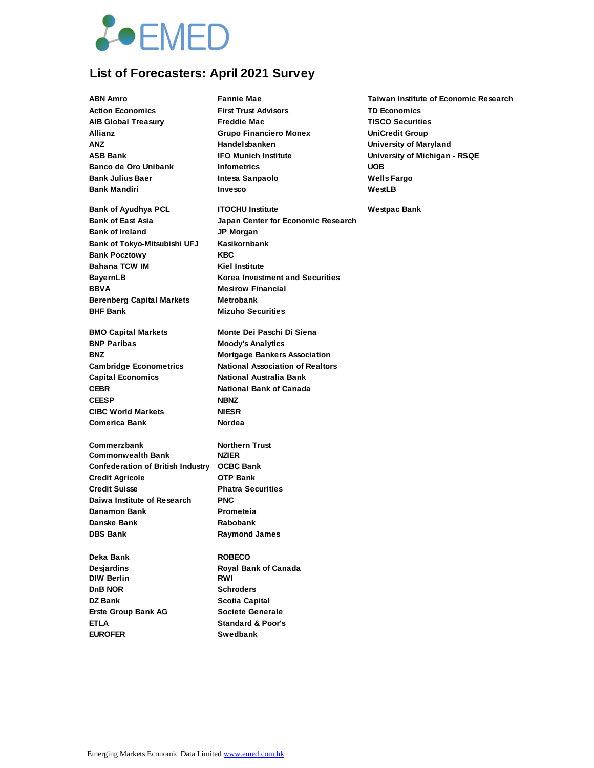## List of Forecasters: April 2021 Survey

**ABN Amro**
**Action Economics**
**AIB Global Treasury**
**Allianz**
**ANZ**
**ASB Bank**
**Banco de Oro Unibank**
**Bank Julius Baer**
**Bank Mandiri**

**Bank of Ayudhya PCL**
**Bank of East Asia**
**Bank of Ireland**
**Bank of Tokyo-Mitsubishi UFJ**
**Bank Pocztowy**
**Bahana TCW IM**
**BayernLB**
**BBVA**
**Berenberg Capital Markets**
**BHF Bank**

**BMO Capital Markets**
**BNP Paribas**
**BNZ**
**Cambridge Econometrics**
**Capital Economics**
**CEBR**
**CEESP**
**CIBC World Markets**
**Comerica Bank**

**Commerzbank**
**Commonwealth Bank**
**Confederation of British Industry**
**Credit Agricole**
**Credit Suisse**
**Daiwa Institute of Research**
**Danamon Bank**
**Danske Bank**
**DBS Bank**

**Deka Bank**
**Desjardins**
**DIW Berlin**
**DnB NOR**
**DZ Bank**
**Erste Group Bank AG**
**ETLA**
**EUROFER**

**Fannie Mae**
**First Trust Advisors**
**Freddie Mac**
**Grupo Financiero Monex**
**Handelsbanken**
**IFO Munich Institute**
**Infometrics**
**Intesa Sanpaolo**
**Invesco**

**ITOCHU Institute**
**Japan Center for Economic Research**
**JP Morgan**
**Kasikornbank**
**KBC**
**Kiel Institute**
**Korea Investment and Securities**
**Mesirow Financial**
**Metrobank**
**Mizuho Securities**

**Monte Dei Paschi Di Siena**
**Moody's Analytics**
**Mortgage Bankers Association**
**National Association of Realtors**
**National Australia Bank**
**National Bank of Canada**
**NBNZ**
**NIESR**
**Nordea**

**Northern Trust**
**NZIER**
**OCBC Bank**
**OTP Bank**
**Phatra Securities**
**PNC**
**Prometeia**
**Rabobank**
**Raymond James**

**ROBECO**
**Royal Bank of Canada**
**RWI**
**Schroders**
**Scotia Capital**
**Societe Generale**
**Standard & Poor's**
**Swedbank**

**Taiwan Institute of Economic Research**
**TD Economics**
**TISCO Securities**
**UniCredit Group**
**University of Maryland**
**University of Michigan - RSQE**
**UOB**
**Wells Fargo**
**WestLB**

**Westpac Bank**

Emerging Markets Economic Data Limited www.emed.com.hk